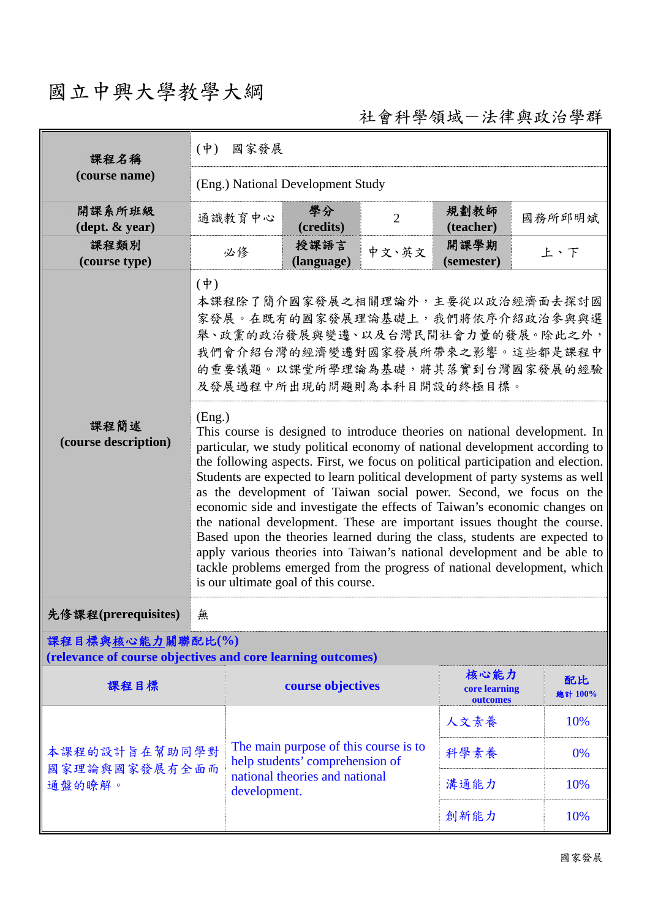# 國立中興大學教學大綱

社會科學領域－法律與政治學群

| 課程名稱 (course name) | (中) 國家發展 | | | | |
|---|---|---|---|---|---|
| | (Eng.) National Development Study | | | | |
| 開課系所班級 (dept. & year) | 通識教育中心 | 學分 (credits) | 2 | 規劃教師 (teacher) | 國務所邱明斌 |
| 課程類別 (course type) | 必修 | 授課語言 (language) | 中文、英文 | 開課學期 (semester) | 上、下 |
| 課程簡述 (course description) | (中)<br>本課程除了簡介國家發展之相關理論外，主要從以政治經濟面去探討國家發展。在既有的國家發展理論基礎上，我們將依序介紹政治參與與選舉、政黨的政治發展與變遷、以及台灣民間社會力量的發展。除此之外，我們會介紹台灣的經濟變遷對國家發展所帶來之影響。這些都是課程中的重要議題。以課堂所學理論為基礎，將其落實到台灣國家發展的經驗及發展過程中所出現的問題則為本科目開設的終極目標。 | | | | |
| | (Eng.)<br>This course is designed to introduce theories on national development. In particular, we study political economy of national development according to the following aspects. First, we focus on political participation and election. Students are expected to learn political development of party systems as well as the development of Taiwan social power. Second, we focus on the economic side and investigate the effects of Taiwan's economic changes on the national development. These are important issues thought the course. Based upon the theories learned during the class, students are expected to apply various theories into Taiwan's national development and be able to tackle problems emerged from the progress of national development, which is our ultimate goal of this course. | | | | |
| 先修課程(prerequisites) | 無 | | | | |

**課程目標與核心能力關聯配比(%)**
**(relevance of course objectives and core learning outcomes)**

| 課程目標 | course objectives | 核心能力 core learning outcomes | 配比 總計 100% |
|---|---|---|---|
| 本課程的設計旨在幫助同學對國家理論與國家發展有全面而通盤的瞭解。 | The main purpose of this course is to help students' comprehension of national theories and national development. | 人文素養 | 10% |
| | | 科學素養 | 0% |
| | | 溝通能力 | 10% |
| | | 創新能力 | 10% |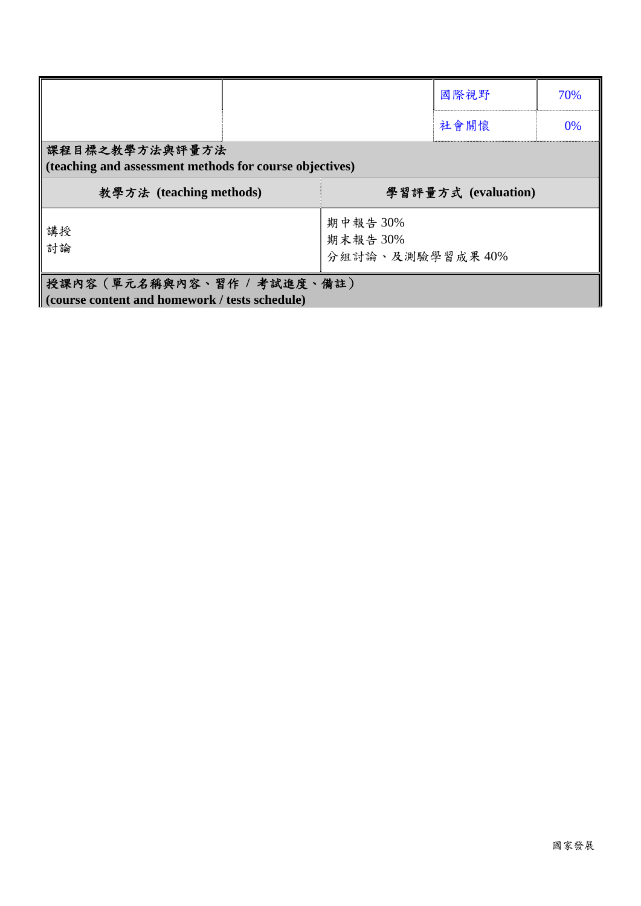| | | | |
|---|---|---|---|
| | | 國際視野 | 70% |
| | | 社會關懷 | 0% |

**課程目標之教學方法與評量方法**
**(teaching and assessment methods for course objectives)**

| 教學方法 (teaching methods) | 學習評量方式 (evaluation) |
|---|---|
| 講授<br>討論 | 期中報告 30%<br>期末報告 30%<br>分組討論、及測驗學習成果 40% |

**授課內容（單元名稱與內容、習作 / 考試進度、備註）**
**(course content and homework / tests schedule)**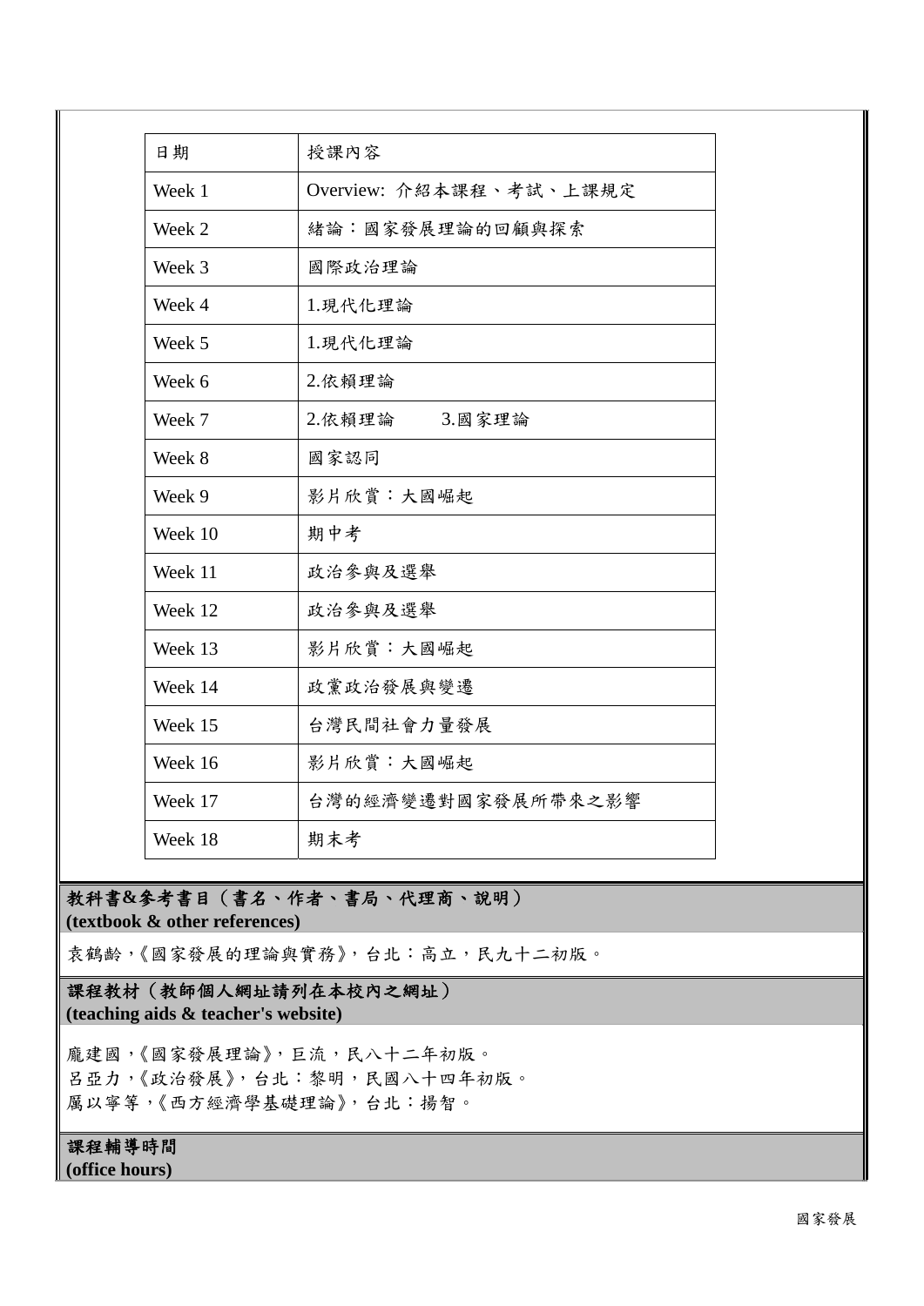| 日期 | 授課內容 |
| --- | --- |
| Week 1 | Overview: 介紹本課程、考試、上課規定 |
| Week 2 | 緒論：國家發展理論的回顧與探索 |
| Week 3 | 國際政治理論 |
| Week 4 | 1.現代化理論 |
| Week 5 | 1.現代化理論 |
| Week 6 | 2.依賴理論 |
| Week 7 | 2.依賴理論　　3.國家理論 |
| Week 8 | 國家認同 |
| Week 9 | 影片欣賞：大國崛起 |
| Week 10 | 期中考 |
| Week 11 | 政治參與及選舉 |
| Week 12 | 政治參與及選舉 |
| Week 13 | 影片欣賞：大國崛起 |
| Week 14 | 政黨政治發展與變遷 |
| Week 15 | 台灣民間社會力量發展 |
| Week 16 | 影片欣賞：大國崛起 |
| Week 17 | 台灣的經濟變遷對國家發展所帶來之影響 |
| Week 18 | 期末考 |

**教科書&參考書目（書名、作者、書局、代理商、說明）**
**(textbook & other references)**

袁鶴齡,《國家發展的理論與實務》，台北：高立，民九十二初版。

**課程教材（教師個人網址請列在本校內之網址）**
**(teaching aids & teacher's website)**

龐建國,《國家發展理論》，巨流，民八十二年初版。
呂亞力,《政治發展》，台北：黎明，民國八十四年初版。
厲以寧等,《西方經濟學基礎理論》，台北：揚智。

**課程輔導時間**
**(office hours)**